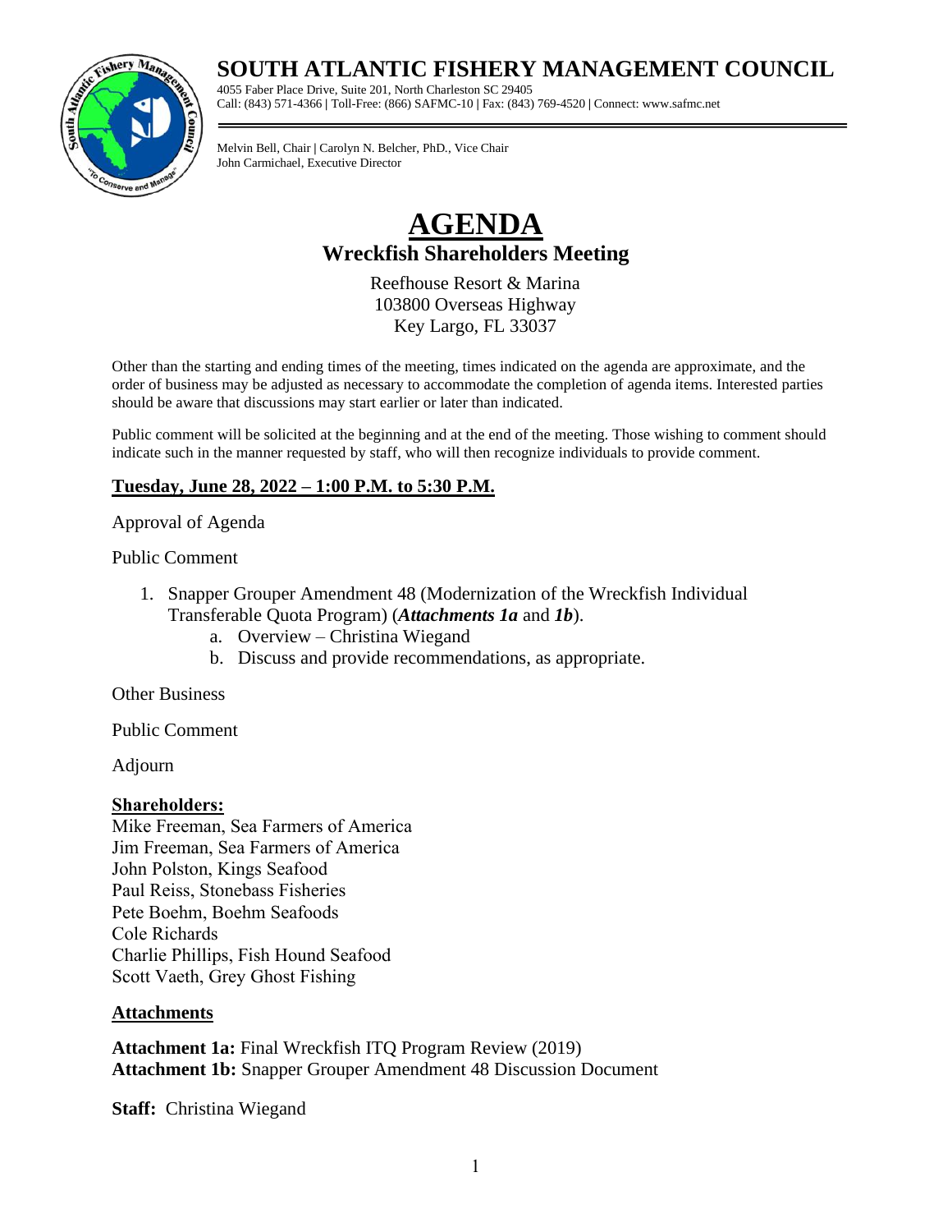# SOUTH ATLANTIC FISHERY MANAGEMENT COUNCIL

4055 Faber Place Drive, Suite 201, North Charleston SC 29405
Call: (843) 571-4366 | Toll-Free: (866) SAFMC-10 | Fax: (843) 769-4520 | Connect: www.safmc.net

Melvin Bell, Chair | Carolyn N. Belcher, PhD., Vice Chair
John Carmichael, Executive Director

# AGENDA

## Wreckfish Shareholders Meeting

Reefhouse Resort & Marina
103800 Overseas Highway
Key Largo, FL 33037

Other than the starting and ending times of the meeting, times indicated on the agenda are approximate, and the order of business may be adjusted as necessary to accommodate the completion of agenda items. Interested parties should be aware that discussions may start earlier or later than indicated.

Public comment will be solicited at the beginning and at the end of the meeting. Those wishing to comment should indicate such in the manner requested by staff, who will then recognize individuals to provide comment.

**Tuesday, June 28, 2022 – 1:00 P.M. to 5:30 P.M.**

Approval of Agenda

Public Comment

1. Snapper Grouper Amendment 48 (Modernization of the Wreckfish Individual Transferable Quota Program) (***Attachments 1a*** and ***1b***).
    a. Overview – Christina Wiegand
    b. Discuss and provide recommendations, as appropriate.

Other Business

Public Comment

Adjourn

**Shareholders:**
Mike Freeman, Sea Farmers of America
Jim Freeman, Sea Farmers of America
John Polston, Kings Seafood
Paul Reiss, Stonebass Fisheries
Pete Boehm, Boehm Seafoods
Cole Richards
Charlie Phillips, Fish Hound Seafood
Scott Vaeth, Grey Ghost Fishing

**Attachments**

**Attachment 1a:** Final Wreckfish ITQ Program Review (2019)
**Attachment 1b:** Snapper Grouper Amendment 48 Discussion Document

**Staff:** Christina Wiegand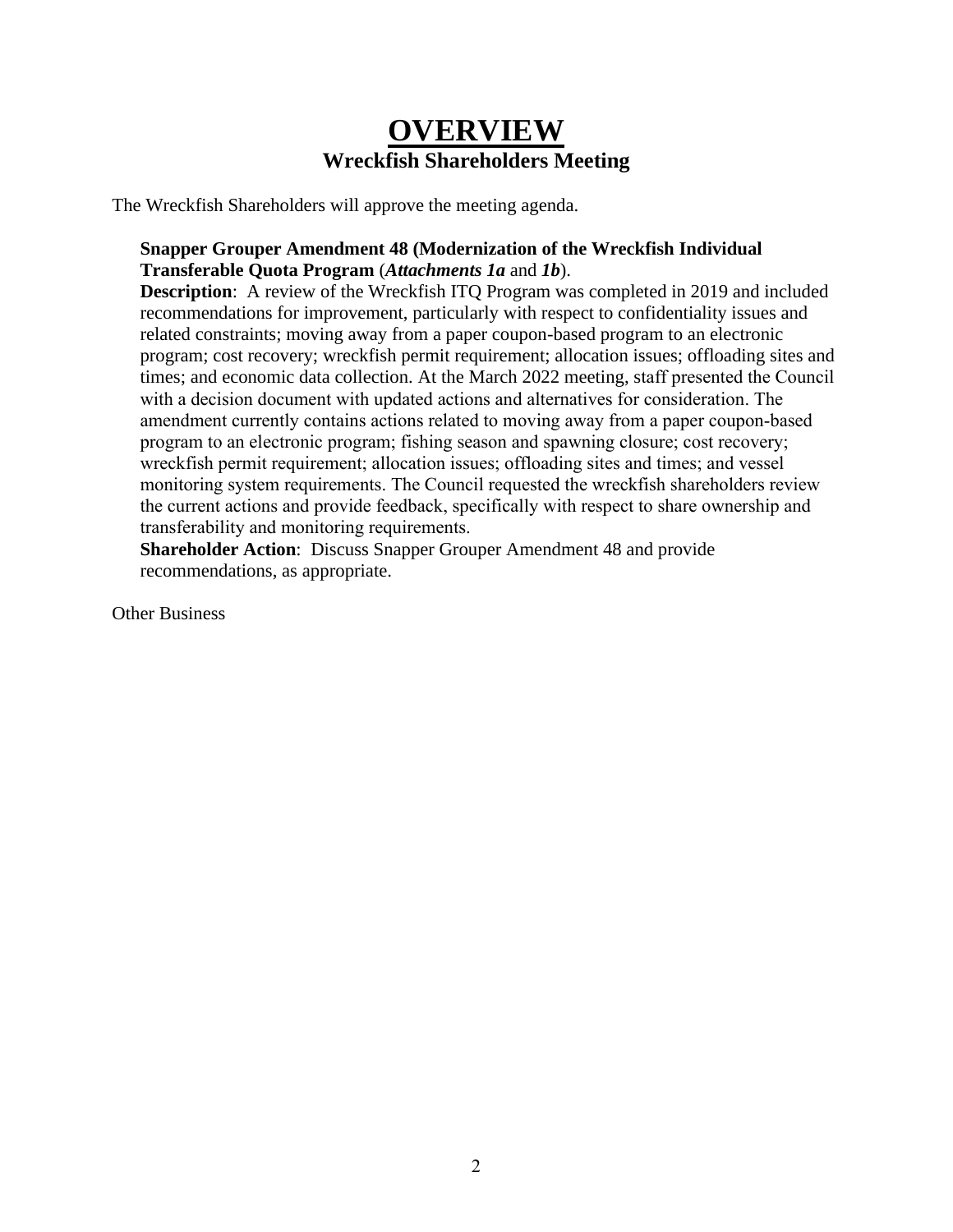# OVERVIEW

## Wreckfish Shareholders Meeting

The Wreckfish Shareholders will approve the meeting agenda.

**Snapper Grouper Amendment 48 (Modernization of the Wreckfish Individual Transferable Quota Program** (***Attachments 1a*** and ***1b***).

**Description**: A review of the Wreckfish ITQ Program was completed in 2019 and included recommendations for improvement, particularly with respect to confidentiality issues and related constraints; moving away from a paper coupon-based program to an electronic program; cost recovery; wreckfish permit requirement; allocation issues; offloading sites and times; and economic data collection. At the March 2022 meeting, staff presented the Council with a decision document with updated actions and alternatives for consideration. The amendment currently contains actions related to moving away from a paper coupon-based program to an electronic program; fishing season and spawning closure; cost recovery; wreckfish permit requirement; allocation issues; offloading sites and times; and vessel monitoring system requirements. The Council requested the wreckfish shareholders review the current actions and provide feedback, specifically with respect to share ownership and transferability and monitoring requirements.

**Shareholder Action**: Discuss Snapper Grouper Amendment 48 and provide recommendations, as appropriate.

Other Business